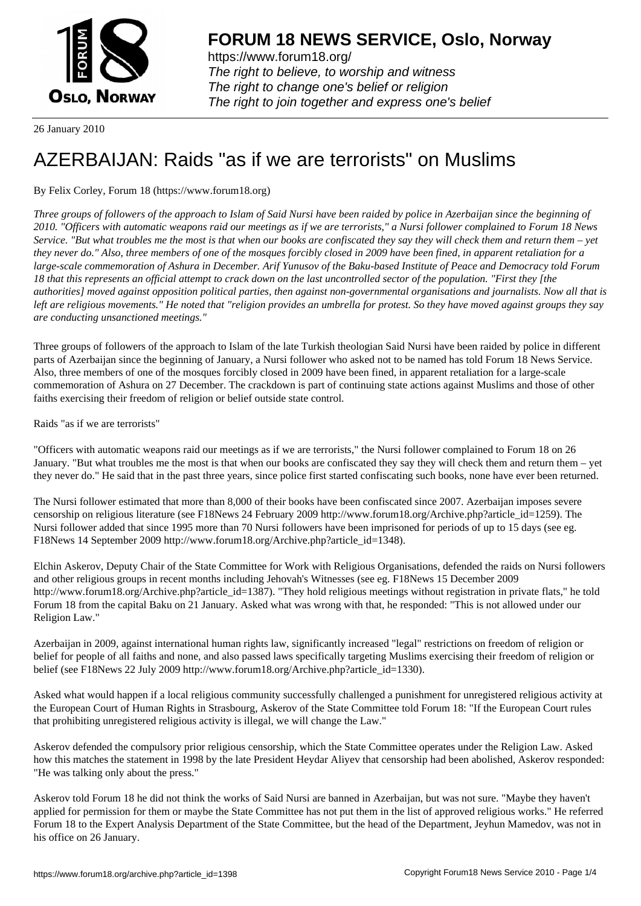# FORUM 18 NEWS SERVICE, Oslo, Norway

https://www.forum18.org/
*The right to believe, to worship and witness*
*The right to change one's belief or religion*
*The right to join together and express one's belief*

26 January 2010

# AZERBAIJAN: Raids "as if we are terrorists" on Muslims

By Felix Corley, Forum 18 (https://www.forum18.org)

*Three groups of followers of the approach to Islam of Said Nursi have been raided by police in Azerbaijan since the beginning of 2010. "Officers with automatic weapons raid our meetings as if we are terrorists," a Nursi follower complained to Forum 18 News Service. "But what troubles me the most is that when our books are confiscated they say they will check them and return them – yet they never do." Also, three members of one of the mosques forcibly closed in 2009 have been fined, in apparent retaliation for a large-scale commemoration of Ashura in December. Arif Yunusov of the Baku-based Institute of Peace and Democracy told Forum 18 that this represents an official attempt to crack down on the last uncontrolled sector of the population. "First they [the authorities] moved against opposition political parties, then against non-governmental organisations and journalists. Now all that is left are religious movements." He noted that "religion provides an umbrella for protest. So they have moved against groups they say are conducting unsanctioned meetings."*

Three groups of followers of the approach to Islam of the late Turkish theologian Said Nursi have been raided by police in different parts of Azerbaijan since the beginning of January, a Nursi follower who asked not to be named has told Forum 18 News Service. Also, three members of one of the mosques forcibly closed in 2009 have been fined, in apparent retaliation for a large-scale commemoration of Ashura on 27 December. The crackdown is part of continuing state actions against Muslims and those of other faiths exercising their freedom of religion or belief outside state control.

Raids "as if we are terrorists"

"Officers with automatic weapons raid our meetings as if we are terrorists," the Nursi follower complained to Forum 18 on 26 January. "But what troubles me the most is that when our books are confiscated they say they will check them and return them – yet they never do." He said that in the past three years, since police first started confiscating such books, none have ever been returned.

The Nursi follower estimated that more than 8,000 of their books have been confiscated since 2007. Azerbaijan imposes severe censorship on religious literature (see F18News 24 February 2009 http://www.forum18.org/Archive.php?article_id=1259). The Nursi follower added that since 1995 more than 70 Nursi followers have been imprisoned for periods of up to 15 days (see eg. F18News 14 September 2009 http://www.forum18.org/Archive.php?article_id=1348).

Elchin Askerov, Deputy Chair of the State Committee for Work with Religious Organisations, defended the raids on Nursi followers and other religious groups in recent months including Jehovah's Witnesses (see eg. F18News 15 December 2009 http://www.forum18.org/Archive.php?article_id=1387). "They hold religious meetings without registration in private flats," he told Forum 18 from the capital Baku on 21 January. Asked what was wrong with that, he responded: "This is not allowed under our Religion Law."

Azerbaijan in 2009, against international human rights law, significantly increased "legal" restrictions on freedom of religion or belief for people of all faiths and none, and also passed laws specifically targeting Muslims exercising their freedom of religion or belief (see F18News 22 July 2009 http://www.forum18.org/Archive.php?article_id=1330).

Asked what would happen if a local religious community successfully challenged a punishment for unregistered religious activity at the European Court of Human Rights in Strasbourg, Askerov of the State Committee told Forum 18: "If the European Court rules that prohibiting unregistered religious activity is illegal, we will change the Law."

Askerov defended the compulsory prior religious censorship, which the State Committee operates under the Religion Law. Asked how this matches the statement in 1998 by the late President Heydar Aliyev that censorship had been abolished, Askerov responded: "He was talking only about the press."

Askerov told Forum 18 he did not think the works of Said Nursi are banned in Azerbaijan, but was not sure. "Maybe they haven't applied for permission for them or maybe the State Committee has not put them in the list of approved religious works." He referred Forum 18 to the Expert Analysis Department of the State Committee, but the head of the Department, Jeyhun Mamedov, was not in his office on 26 January.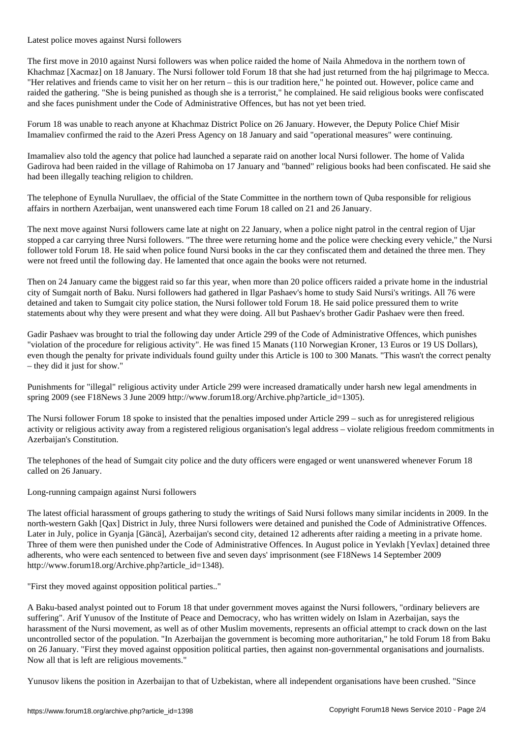## Latest police moves against Nursi followers

The first move in 2010 against Nursi followers was when police raided the home of Naila Ahmedova in the northern town of Khachmaz [Xacmaz] on 18 January. The Nursi follower told Forum 18 that she had just returned from the haj pilgrimage to Mecca. "Her relatives and friends came to visit her on her return – this is our tradition here," he pointed out. However, police came and raided the gathering. "She is being punished as though she is a terrorist," he complained. He said religious books were confiscated and she faces punishment under the Code of Administrative Offences, but has not yet been tried.

Forum 18 was unable to reach anyone at Khachmaz District Police on 26 January. However, the Deputy Police Chief Misir Imamaliev confirmed the raid to the Azeri Press Agency on 18 January and said "operational measures" were continuing.

Imamaliev also told the agency that police had launched a separate raid on another local Nursi follower. The home of Valida Gadirova had been raided in the village of Rahimoba on 17 January and "banned" religious books had been confiscated. He said she had been illegally teaching religion to children.

The telephone of Eynulla Nurullaev, the official of the State Committee in the northern town of Quba responsible for religious affairs in northern Azerbaijan, went unanswered each time Forum 18 called on 21 and 26 January.

The next move against Nursi followers came late at night on 22 January, when a police night patrol in the central region of Ujar stopped a car carrying three Nursi followers. "The three were returning home and the police were checking every vehicle," the Nursi follower told Forum 18. He said when police found Nursi books in the car they confiscated them and detained the three men. They were not freed until the following day. He lamented that once again the books were not returned.

Then on 24 January came the biggest raid so far this year, when more than 20 police officers raided a private home in the industrial city of Sumgait north of Baku. Nursi followers had gathered in Ilgar Pashaev's home to study Said Nursi's writings. All 76 were detained and taken to Sumgait city police station, the Nursi follower told Forum 18. He said police pressured them to write statements about why they were present and what they were doing. All but Pashaev's brother Gadir Pashaev were then freed.

Gadir Pashaev was brought to trial the following day under Article 299 of the Code of Administrative Offences, which punishes "violation of the procedure for religious activity". He was fined 15 Manats (110 Norwegian Kroner, 13 Euros or 19 US Dollars), even though the penalty for private individuals found guilty under this Article is 100 to 300 Manats. "This wasn't the correct penalty – they did it just for show."

Punishments for "illegal" religious activity under Article 299 were increased dramatically under harsh new legal amendments in spring 2009 (see F18News 3 June 2009 http://www.forum18.org/Archive.php?article_id=1305).

The Nursi follower Forum 18 spoke to insisted that the penalties imposed under Article 299 – such as for unregistered religious activity or religious activity away from a registered religious organisation's legal address – violate religious freedom commitments in Azerbaijan's Constitution.

The telephones of the head of Sumgait city police and the duty officers were engaged or went unanswered whenever Forum 18 called on 26 January.

## Long-running campaign against Nursi followers

The latest official harassment of groups gathering to study the writings of Said Nursi follows many similar incidents in 2009. In the north-western Gakh [Qax] District in July, three Nursi followers were detained and punished the Code of Administrative Offences. Later in July, police in Gyanja [Gäncä], Azerbaijan's second city, detained 12 adherents after raiding a meeting in a private home. Three of them were then punished under the Code of Administrative Offences. In August police in Yevlakh [Yevlax] detained three adherents, who were each sentenced to between five and seven days' imprisonment (see F18News 14 September 2009 http://www.forum18.org/Archive.php?article_id=1348).

## "First they moved against opposition political parties.."

A Baku-based analyst pointed out to Forum 18 that under government moves against the Nursi followers, "ordinary believers are suffering". Arif Yunusov of the Institute of Peace and Democracy, who has written widely on Islam in Azerbaijan, says the harassment of the Nursi movement, as well as of other Muslim movements, represents an official attempt to crack down on the last uncontrolled sector of the population. "In Azerbaijan the government is becoming more authoritarian," he told Forum 18 from Baku on 26 January. "First they moved against opposition political parties, then against non-governmental organisations and journalists. Now all that is left are religious movements."

Yunusov likens the position in Azerbaijan to that of Uzbekistan, where all independent organisations have been crushed. "Since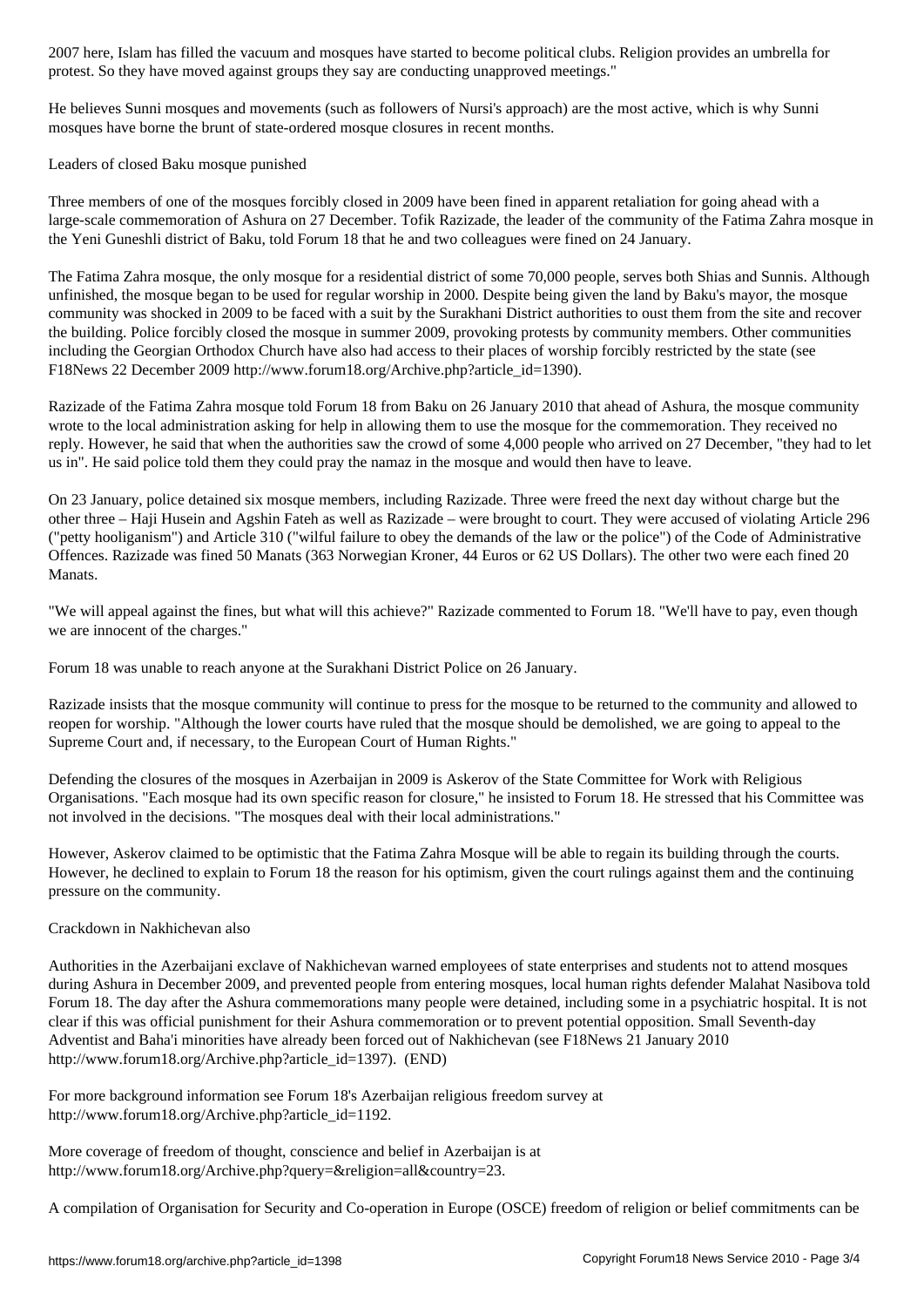2007 here, Islam has filled the vacuum and mosques have started to become political clubs. Religion provides an umbrella for protest. So they have moved against groups they say are conducting unapproved meetings."

He believes Sunni mosques and movements (such as followers of Nursi's approach) are the most active, which is why Sunni mosques have borne the brunt of state-ordered mosque closures in recent months.

## Leaders of closed Baku mosque punished

Three members of one of the mosques forcibly closed in 2009 have been fined in apparent retaliation for going ahead with a large-scale commemoration of Ashura on 27 December. Tofik Razizade, the leader of the community of the Fatima Zahra mosque in the Yeni Guneshli district of Baku, told Forum 18 that he and two colleagues were fined on 24 January.

The Fatima Zahra mosque, the only mosque for a residential district of some 70,000 people, serves both Shias and Sunnis. Although unfinished, the mosque began to be used for regular worship in 2000. Despite being given the land by Baku's mayor, the mosque community was shocked in 2009 to be faced with a suit by the Surakhani District authorities to oust them from the site and recover the building. Police forcibly closed the mosque in summer 2009, provoking protests by community members. Other communities including the Georgian Orthodox Church have also had access to their places of worship forcibly restricted by the state (see F18News 22 December 2009 http://www.forum18.org/Archive.php?article_id=1390).

Razizade of the Fatima Zahra mosque told Forum 18 from Baku on 26 January 2010 that ahead of Ashura, the mosque community wrote to the local administration asking for help in allowing them to use the mosque for the commemoration. They received no reply. However, he said that when the authorities saw the crowd of some 4,000 people who arrived on 27 December, "they had to let us in". He said police told them they could pray the namaz in the mosque and would then have to leave.

On 23 January, police detained six mosque members, including Razizade. Three were freed the next day without charge but the other three – Haji Husein and Agshin Fateh as well as Razizade – were brought to court. They were accused of violating Article 296 ("petty hooliganism") and Article 310 ("wilful failure to obey the demands of the law or the police") of the Code of Administrative Offences. Razizade was fined 50 Manats (363 Norwegian Kroner, 44 Euros or 62 US Dollars). The other two were each fined 20 Manats.

"We will appeal against the fines, but what will this achieve?" Razizade commented to Forum 18. "We'll have to pay, even though we are innocent of the charges."

Forum 18 was unable to reach anyone at the Surakhani District Police on 26 January.

Razizade insists that the mosque community will continue to press for the mosque to be returned to the community and allowed to reopen for worship. "Although the lower courts have ruled that the mosque should be demolished, we are going to appeal to the Supreme Court and, if necessary, to the European Court of Human Rights."

Defending the closures of the mosques in Azerbaijan in 2009 is Askerov of the State Committee for Work with Religious Organisations. "Each mosque had its own specific reason for closure," he insisted to Forum 18. He stressed that his Committee was not involved in the decisions. "The mosques deal with their local administrations."

However, Askerov claimed to be optimistic that the Fatima Zahra Mosque will be able to regain its building through the courts. However, he declined to explain to Forum 18 the reason for his optimism, given the court rulings against them and the continuing pressure on the community.

## Crackdown in Nakhichevan also

Authorities in the Azerbaijani exclave of Nakhichevan warned employees of state enterprises and students not to attend mosques during Ashura in December 2009, and prevented people from entering mosques, local human rights defender Malahat Nasibova told Forum 18. The day after the Ashura commemorations many people were detained, including some in a psychiatric hospital. It is not clear if this was official punishment for their Ashura commemoration or to prevent potential opposition. Small Seventh-day Adventist and Baha'i minorities have already been forced out of Nakhichevan (see F18News 21 January 2010 http://www.forum18.org/Archive.php?article_id=1397). (END)

For more background information see Forum 18's Azerbaijan religious freedom survey at http://www.forum18.org/Archive.php?article_id=1192.

More coverage of freedom of thought, conscience and belief in Azerbaijan is at http://www.forum18.org/Archive.php?query=&religion=all&country=23.

A compilation of Organisation for Security and Co-operation in Europe (OSCE) freedom of religion or belief commitments can be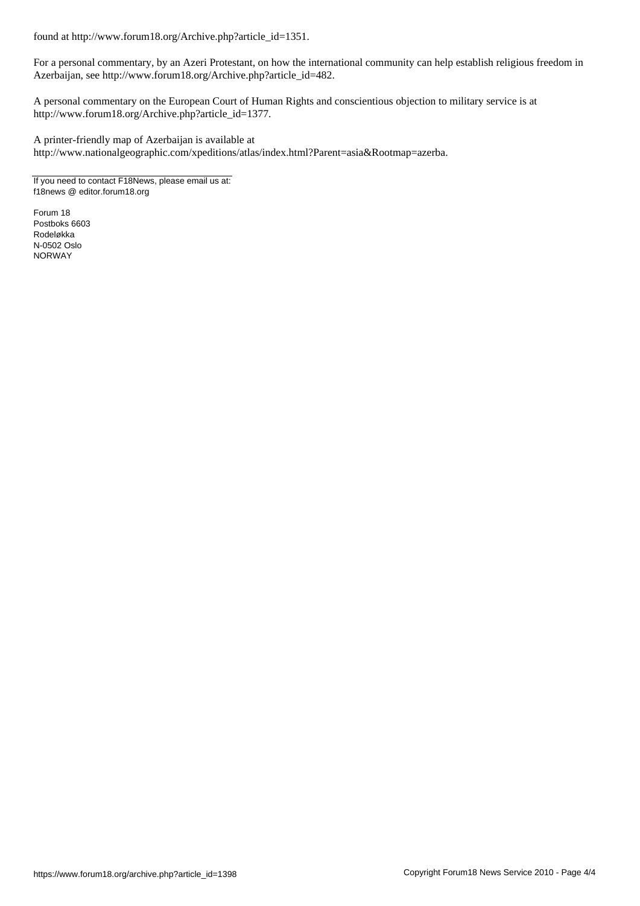found at http://www.forum18.org/Archive.php?article_id=1351.

For a personal commentary, by an Azeri Protestant, on how the international community can help establish religious freedom in Azerbaijan, see http://www.forum18.org/Archive.php?article_id=482.

A personal commentary on the European Court of Human Rights and conscientious objection to military service is at http://www.forum18.org/Archive.php?article_id=1377.

A printer-friendly map of Azerbaijan is available at http://www.nationalgeographic.com/xpeditions/atlas/index.html?Parent=asia&Rootmap=azerba.

---

If you need to contact F18News, please email us at:
f18news @ editor.forum18.org

Forum 18
Postboks 6603
Rodeløkka
N-0502 Oslo
NORWAY